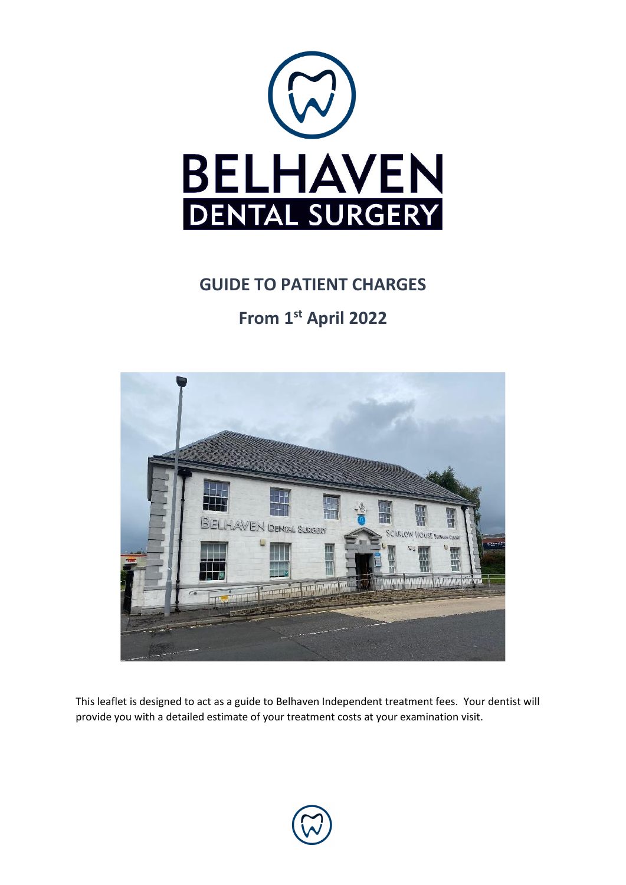# BELHAVEN
## DENTAL SURGERY

## GUIDE TO PATIENT CHARGES

## From 1st April 2022

This leaflet is designed to act as a guide to Belhaven Independent treatment fees. Your dentist will provide you with a detailed estimate of your treatment costs at your examination visit.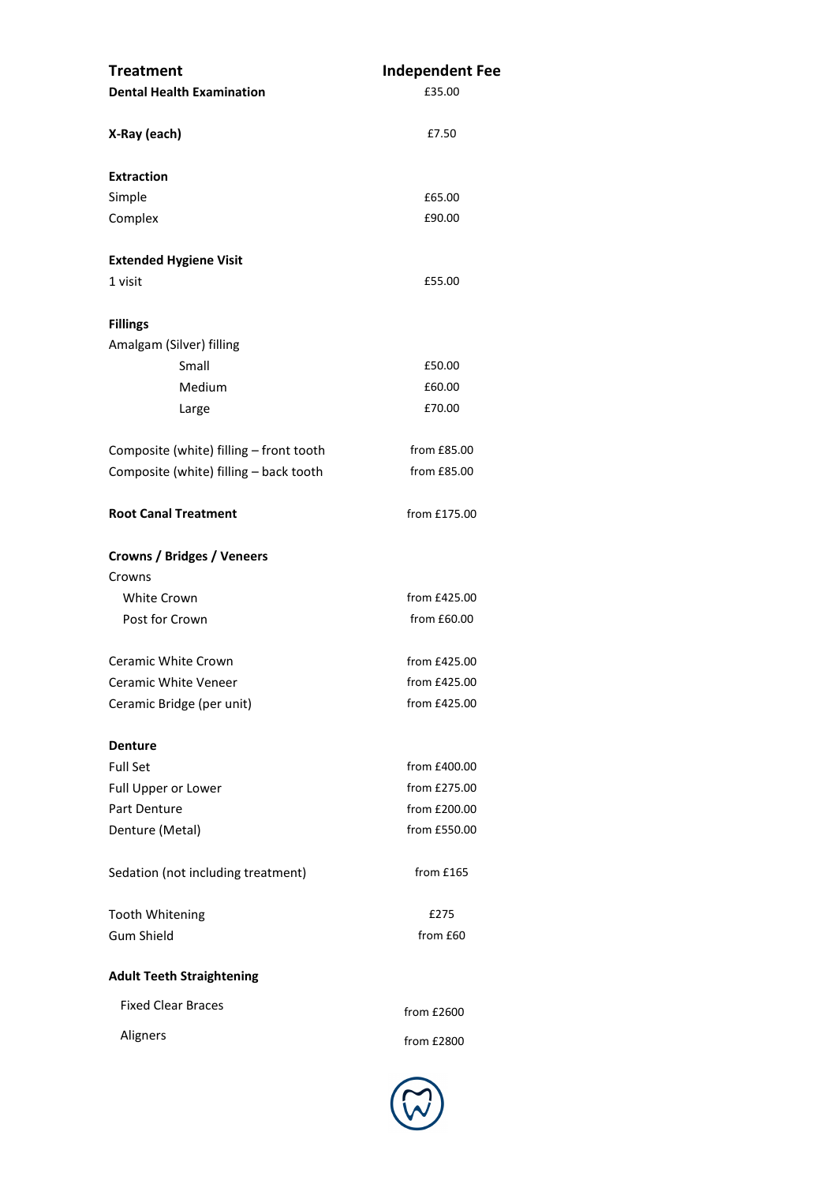| Treatment | Independent Fee |
|---|---|
| **Dental Health Examination** | £35.00 |
| **X-Ray (each)** | £7.50 |
| **Extraction** | |
| Simple | £65.00 |
| Complex | £90.00 |
| **Extended Hygiene Visit** | |
| 1 visit | £55.00 |
| **Fillings** | |
| Amalgam (Silver) filling | |
| Small | £50.00 |
| Medium | £60.00 |
| Large | £70.00 |
| Composite (white) filling – front tooth | from £85.00 |
| Composite (white) filling – back tooth | from £85.00 |
| **Root Canal Treatment** | from £175.00 |
| **Crowns / Bridges / Veneers** | |
| Crowns | |
| White Crown | from £425.00 |
| Post for Crown | from £60.00 |
| Ceramic White Crown | from £425.00 |
| Ceramic White Veneer | from £425.00 |
| Ceramic Bridge (per unit) | from £425.00 |
| **Denture** | |
| Full Set | from £400.00 |
| Full Upper or Lower | from £275.00 |
| Part Denture | from £200.00 |
| Denture (Metal) | from £550.00 |
| Sedation (not including treatment) | from £165 |
| Tooth Whitening | £275 |
| Gum Shield | from £60 |
| **Adult Teeth Straightening** | |
| Fixed Clear Braces | from £2600 |
| Aligners | from £2800 |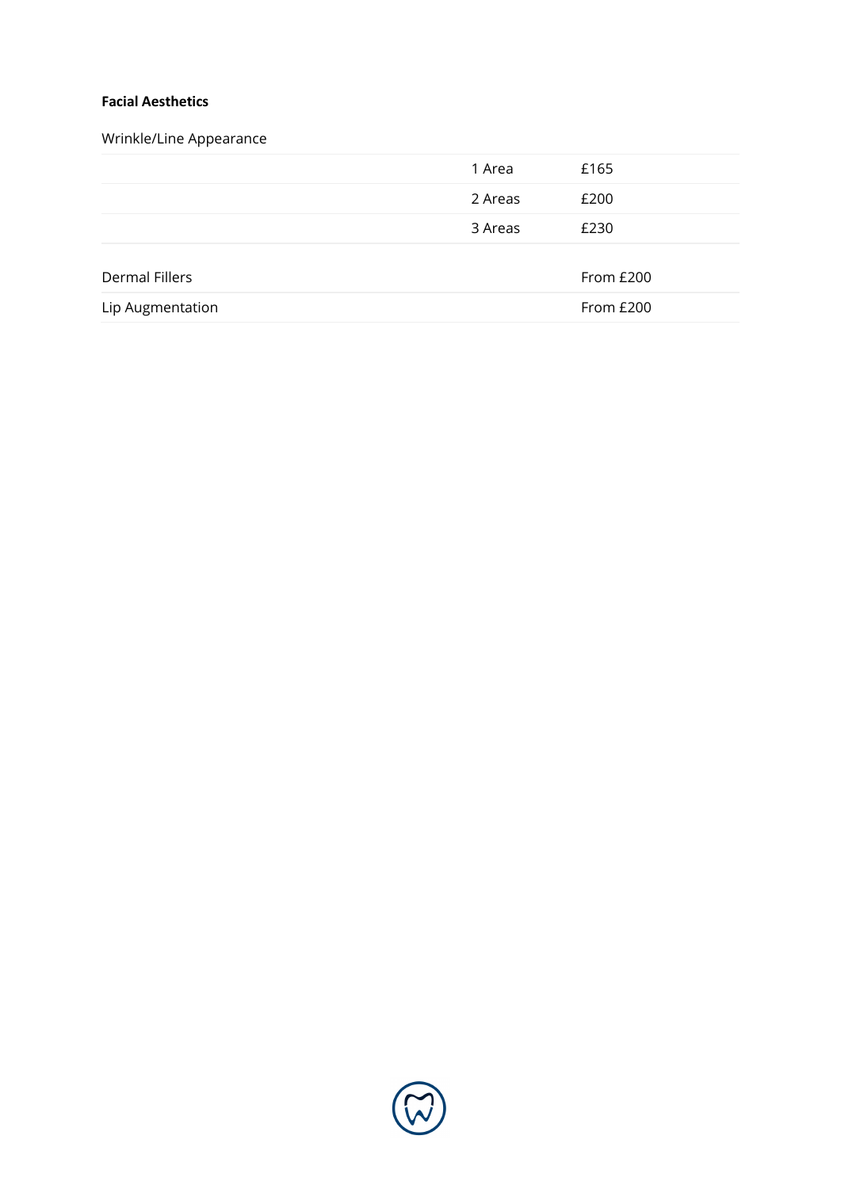**Facial Aesthetics**

Wrinkle/Line Appearance

| | | |
|---|---|---|
| | 1 Area | £165 |
| | 2 Areas | £200 |
| | 3 Areas | £230 |

| | |
|---|---|
| Dermal Fillers | From £200 |
| Lip Augmentation | From £200 |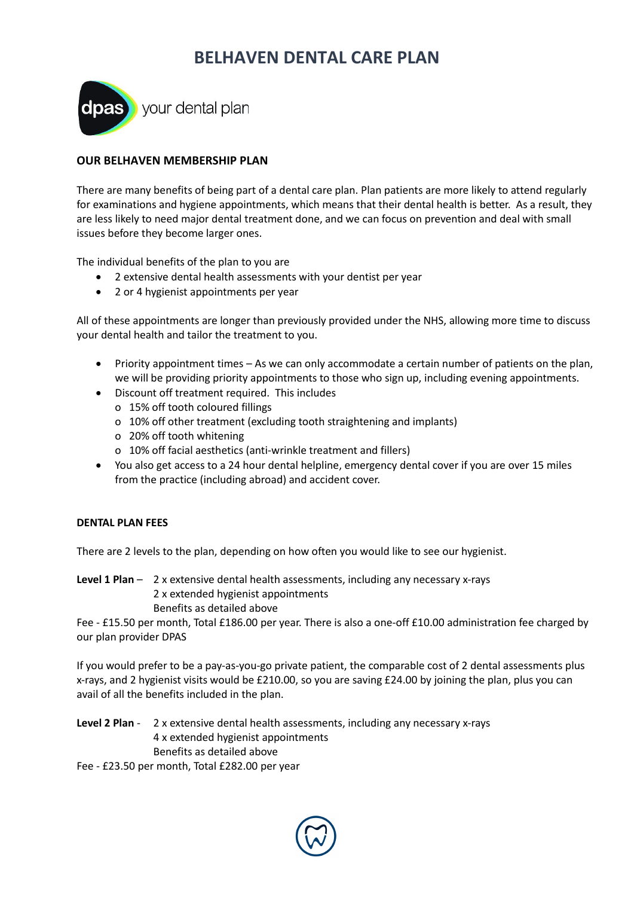# BELHAVEN DENTAL CARE PLAN

dpas your dental plan

### OUR BELHAVEN MEMBERSHIP PLAN

There are many benefits of being part of a dental care plan. Plan patients are more likely to attend regularly for examinations and hygiene appointments, which means that their dental health is better. As a result, they are less likely to need major dental treatment done, and we can focus on prevention and deal with small issues before they become larger ones.

The individual benefits of the plan to you are

- 2 extensive dental health assessments with your dentist per year
- 2 or 4 hygienist appointments per year

All of these appointments are longer than previously provided under the NHS, allowing more time to discuss your dental health and tailor the treatment to you.

- Priority appointment times – As we can only accommodate a certain number of patients on the plan, we will be providing priority appointments to those who sign up, including evening appointments.
- Discount off treatment required. This includes
  - 15% off tooth coloured fillings
  - 10% off other treatment (excluding tooth straightening and implants)
  - 20% off tooth whitening
  - 10% off facial aesthetics (anti-wrinkle treatment and fillers)
- You also get access to a 24 hour dental helpline, emergency dental cover if you are over 15 miles from the practice (including abroad) and accident cover.

#### DENTAL PLAN FEES

There are 2 levels to the plan, depending on how often you would like to see our hygienist.

**Level 1 Plan** – 2 x extensive dental health assessments, including any necessary x-rays
2 x extended hygienist appointments
Benefits as detailed above

Fee - £15.50 per month, Total £186.00 per year. There is also a one-off £10.00 administration fee charged by our plan provider DPAS

If you would prefer to be a pay-as-you-go private patient, the comparable cost of 2 dental assessments plus x-rays, and 2 hygienist visits would be £210.00, so you are saving £24.00 by joining the plan, plus you can avail of all the benefits included in the plan.

**Level 2 Plan** - 2 x extensive dental health assessments, including any necessary x-rays
4 x extended hygienist appointments
Benefits as detailed above

Fee - £23.50 per month, Total £282.00 per year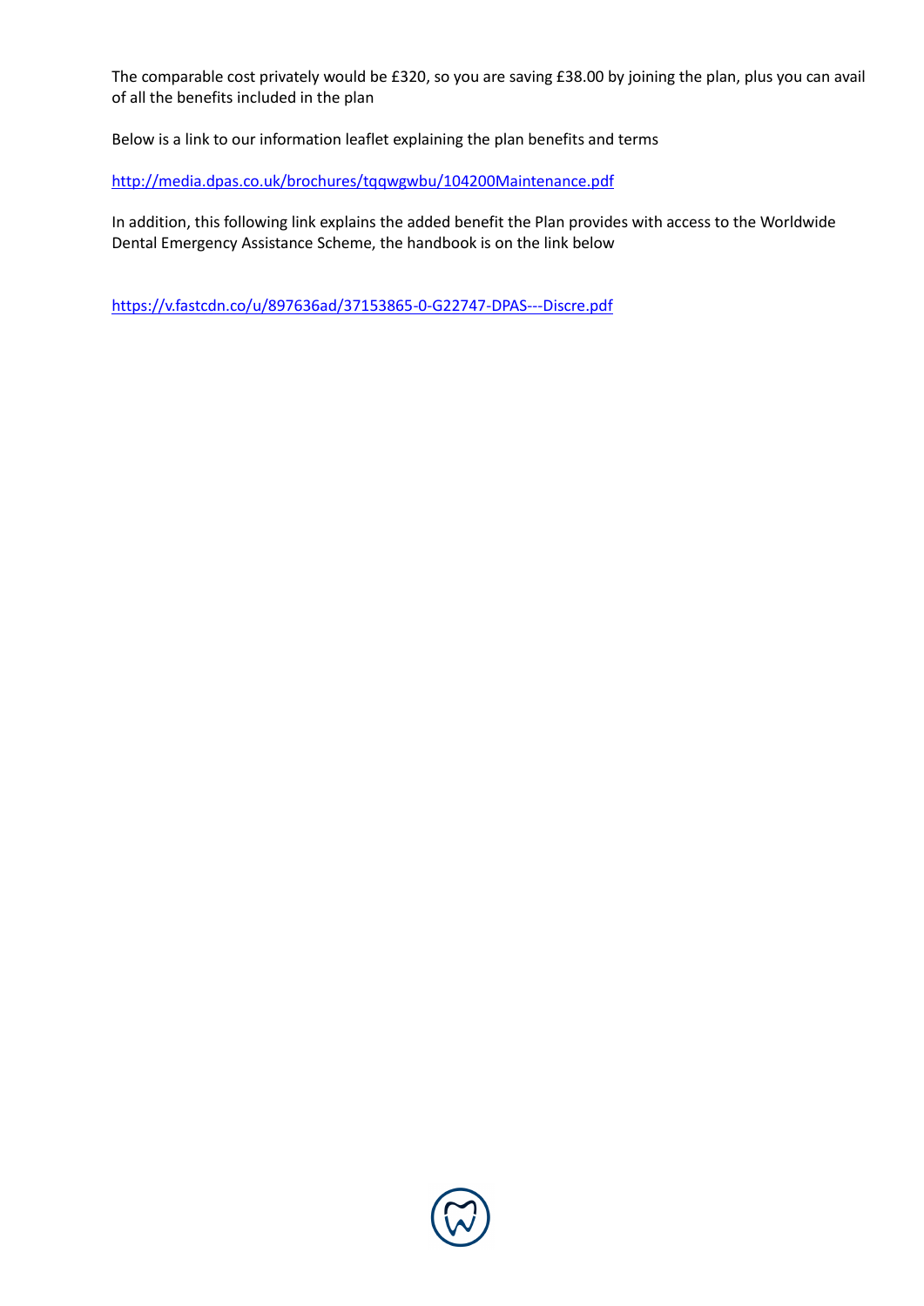The comparable cost privately would be £320, so you are saving £38.00 by joining the plan, plus you can avail of all the benefits included in the plan

Below is a link to our information leaflet explaining the plan benefits and terms

http://media.dpas.co.uk/brochures/tqqwgwbu/104200Maintenance.pdf

In addition, this following link explains the added benefit the Plan provides with access to the Worldwide Dental Emergency Assistance Scheme, the handbook is on the link below

https://v.fastcdn.co/u/897636ad/37153865-0-G22747-DPAS---Discre.pdf